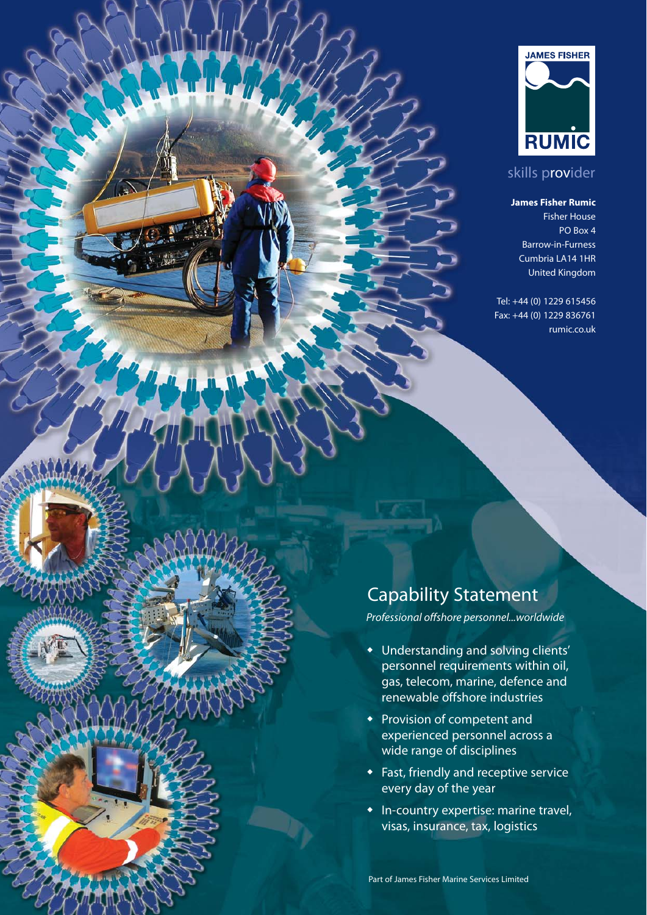JAMES FISHER

RUMIC

skills provider

**James Fisher Rumic**
Fisher House
PO Box 4
Barrow-in-Furness
Cumbria LA14 1HR
United Kingdom

Tel: +44 (0) 1229 615456
Fax: +44 (0) 1229 836761
rumic.co.uk

# Capability Statement

*Professional offshore personnel...worldwide*

- Understanding and solving clients' personnel requirements within oil, gas, telecom, marine, defence and renewable offshore industries
- Provision of competent and experienced personnel across a wide range of disciplines
- Fast, friendly and receptive service every day of the year
- In-country expertise: marine travel, visas, insurance, tax, logistics

Part of James Fisher Marine Services Limited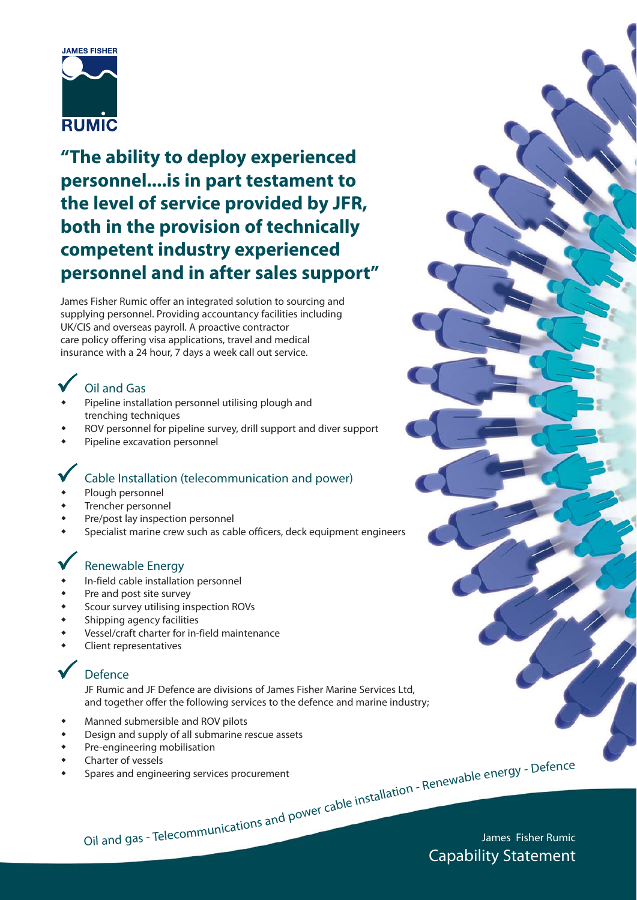JAMES FISHER

RUMIC

## "The ability to deploy experienced personnel....is in part testament to the level of service provided by JFR, both in the provision of technically competent industry experienced personnel and in after sales support"

James Fisher Rumic offer an integrated solution to sourcing and supplying personnel. Providing accountancy facilities including UK/CIS and overseas payroll. A proactive contractor care policy offering visa applications, travel and medical insurance with a 24 hour, 7 days a week call out service.

### ✓ Oil and Gas

- Pipeline installation personnel utilising plough and trenching techniques
- ROV personnel for pipeline survey, drill support and diver support
- Pipeline excavation personnel

### ✓ Cable Installation (telecommunication and power)

- Plough personnel
- Trencher personnel
- Pre/post lay inspection personnel
- Specialist marine crew such as cable officers, deck equipment engineers

### ✓ Renewable Energy

- In-field cable installation personnel
- Pre and post site survey
- Scour survey utilising inspection ROVs
- Shipping agency facilities
- Vessel/craft charter for in-field maintenance
- Client representatives

### ✓ Defence

JF Rumic and JF Defence are divisions of James Fisher Marine Services Ltd, and together offer the following services to the defence and marine industry;

- Manned submersible and ROV pilots
- Design and supply of all submarine rescue assets
- Pre-engineering mobilisation
- Charter of vessels
- Spares and engineering services procurement

Oil and gas - Telecommunications and power cable installation - Renewable energy - Defence

James Fisher Rumic

Capability Statement